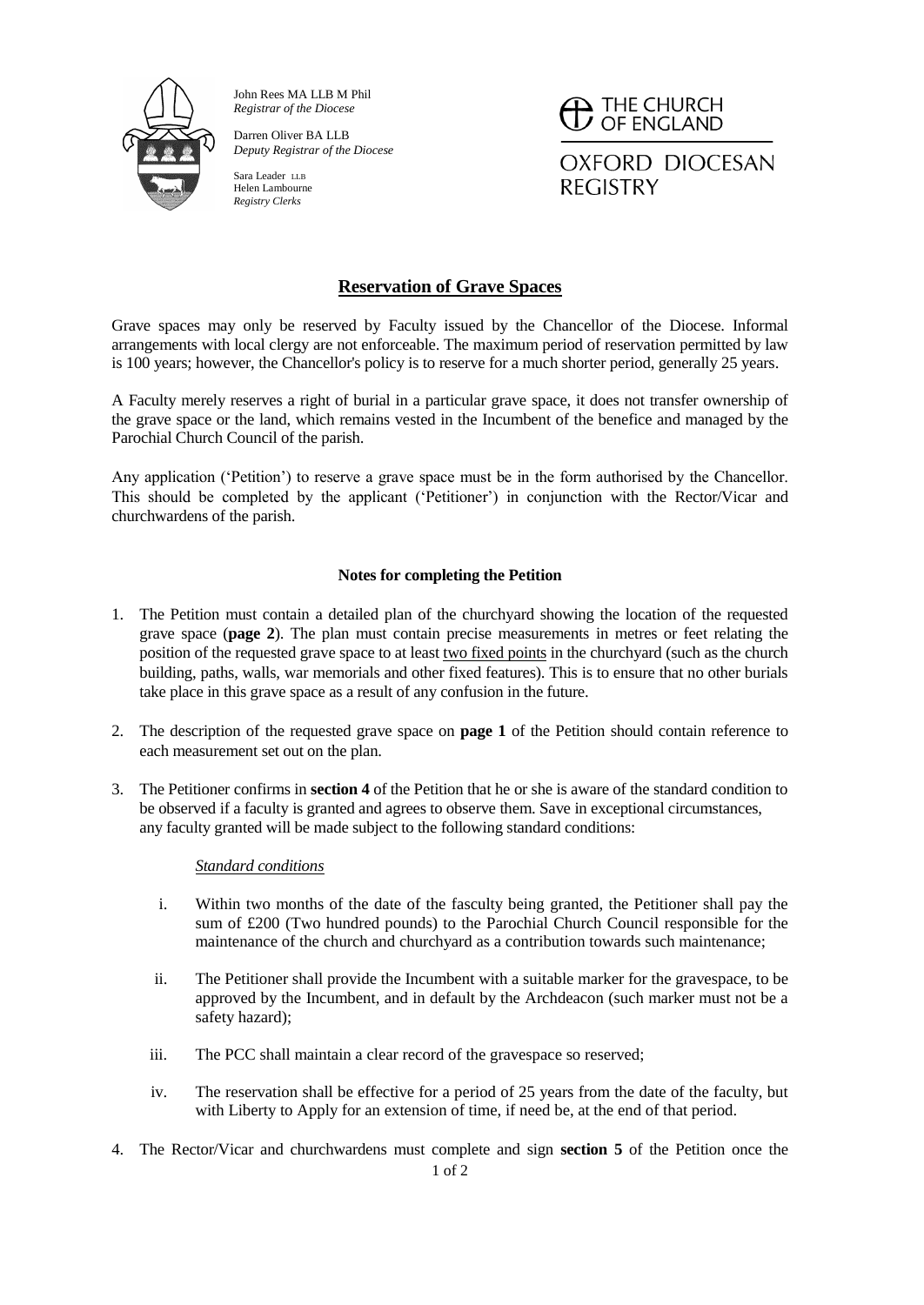John Rees MA LLB M Phil
*Registrar of the Diocese*

Darren Oliver BA LLB
*Deputy Registrar of the Diocese*

Sara Leader LLB
Helen Lambourne
*Registry Clerks*

THE CHURCH OF ENGLAND

OXFORD DIOCESAN REGISTRY

# Reservation of Grave Spaces

Grave spaces may only be reserved by Faculty issued by the Chancellor of the Diocese. Informal arrangements with local clergy are not enforceable. The maximum period of reservation permitted by law is 100 years; however, the Chancellor's policy is to reserve for a much shorter period, generally 25 years.

A Faculty merely reserves a right of burial in a particular grave space, it does not transfer ownership of the grave space or the land, which remains vested in the Incumbent of the benefice and managed by the Parochial Church Council of the parish.

Any application ('Petition') to reserve a grave space must be in the form authorised by the Chancellor. This should be completed by the applicant ('Petitioner') in conjunction with the Rector/Vicar and churchwardens of the parish.

### Notes for completing the Petition

1. The Petition must contain a detailed plan of the churchyard showing the location of the requested grave space (**page 2**). The plan must contain precise measurements in metres or feet relating the position of the requested grave space to at least two fixed points in the churchyard (such as the church building, paths, walls, war memorials and other fixed features). This is to ensure that no other burials take place in this grave space as a result of any confusion in the future.

2. The description of the requested grave space on **page 1** of the Petition should contain reference to each measurement set out on the plan.

3. The Petitioner confirms in **section 4** of the Petition that he or she is aware of the standard condition to be observed if a faculty is granted and agrees to observe them. Save in exceptional circumstances, any faculty granted will be made subject to the following standard conditions:

   *Standard conditions*

   i. Within two months of the date of the fasculty being granted, the Petitioner shall pay the sum of £200 (Two hundred pounds) to the Parochial Church Council responsible for the maintenance of the church and churchyard as a contribution towards such maintenance;

   ii. The Petitioner shall provide the Incumbent with a suitable marker for the gravespace, to be approved by the Incumbent, and in default by the Archdeacon (such marker must not be a safety hazard);

   iii. The PCC shall maintain a clear record of the gravespace so reserved;

   iv. The reservation shall be effective for a period of 25 years from the date of the faculty, but with Liberty to Apply for an extension of time, if need be, at the end of that period.

4. The Rector/Vicar and churchwardens must complete and sign **section 5** of the Petition once the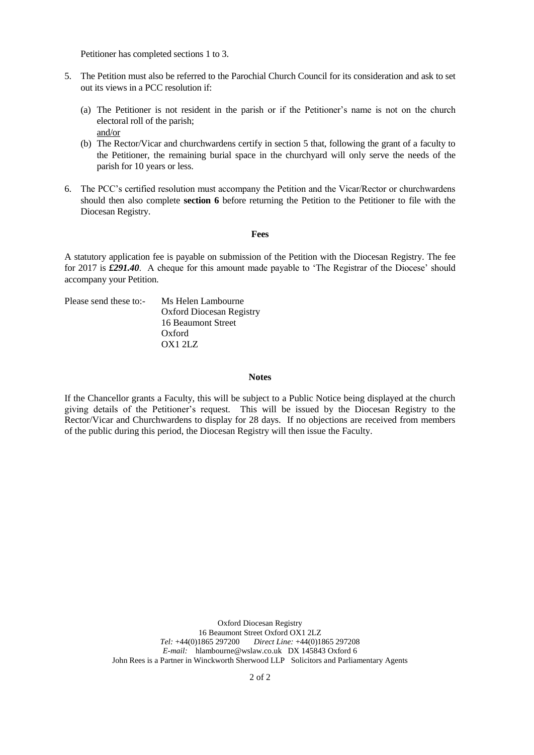Petitioner has completed sections 1 to 3.

5. The Petition must also be referred to the Parochial Church Council for its consideration and ask to set out its views in a PCC resolution if:

   (a) The Petitioner is not resident in the parish or if the Petitioner's name is not on the church electoral roll of the parish;
   and/or

   (b) The Rector/Vicar and churchwardens certify in section 5 that, following the grant of a faculty to the Petitioner, the remaining burial space in the churchyard will only serve the needs of the parish for 10 years or less.

6. The PCC's certified resolution must accompany the Petition and the Vicar/Rector or churchwardens should then also complete **section 6** before returning the Petition to the Petitioner to file with the Diocesan Registry.

**Fees**

A statutory application fee is payable on submission of the Petition with the Diocesan Registry. The fee for 2017 is ***£291.40***. A cheque for this amount made payable to 'The Registrar of the Diocese' should accompany your Petition.

Please send these to:- Ms Helen Lambourne
Oxford Diocesan Registry
16 Beaumont Street
Oxford
OX1 2LZ

**Notes**

If the Chancellor grants a Faculty, this will be subject to a Public Notice being displayed at the church giving details of the Petitioner's request. This will be issued by the Diocesan Registry to the Rector/Vicar and Churchwardens to display for 28 days. If no objections are received from members of the public during this period, the Diocesan Registry will then issue the Faculty.

Oxford Diocesan Registry
16 Beaumont Street Oxford OX1 2LZ
*Tel:* +44(0)1865 297200 *Direct Line:* +44(0)1865 297208
*E-mail:* hlambourne@wslaw.co.uk DX 145843 Oxford 6
John Rees is a Partner in Winckworth Sherwood LLP Solicitors and Parliamentary Agents